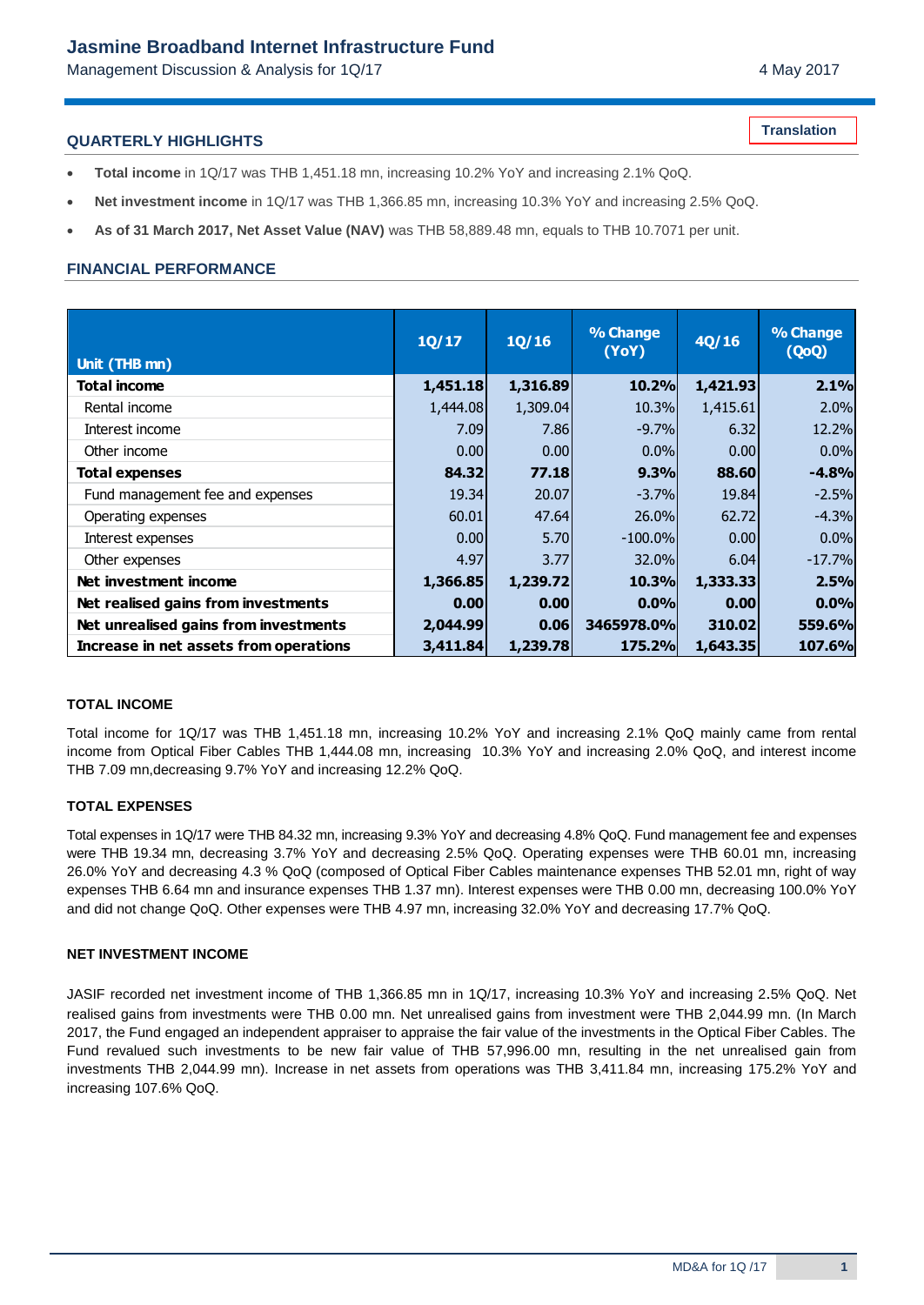# Jasmine Broadband Internet Infrastructure Fund

Management Discussion & Analysis for 1Q/17

4 May 2017

**Translation**

## QUARTERLY HIGHLIGHTS

- **Total income** in 1Q/17 was THB 1,451.18 mn, increasing 10.2% YoY and increasing 2.1% QoQ.
- **Net investment income** in 1Q/17 was THB 1,366.85 mn, increasing 10.3% YoY and increasing 2.5% QoQ.
- **As of 31 March 2017, Net Asset Value (NAV)** was THB 58,889.48 mn, equals to THB 10.7071 per unit.

## FINANCIAL PERFORMANCE

| Unit (THB mn) | 1Q/17 | 1Q/16 | % Change (YoY) | 4Q/16 | % Change (QoQ) |
|---|---|---|---|---|---|
| **Total income** | **1,451.18** | **1,316.89** | **10.2%** | **1,421.93** | **2.1%** |
| Rental income | 1,444.08 | 1,309.04 | 10.3% | 1,415.61 | 2.0% |
| Interest income | 7.09 | 7.86 | -9.7% | 6.32 | 12.2% |
| Other income | 0.00 | 0.00 | 0.0% | 0.00 | 0.0% |
| **Total expenses** | **84.32** | **77.18** | **9.3%** | **88.60** | **-4.8%** |
| Fund management fee and expenses | 19.34 | 20.07 | -3.7% | 19.84 | -2.5% |
| Operating expenses | 60.01 | 47.64 | 26.0% | 62.72 | -4.3% |
| Interest expenses | 0.00 | 5.70 | -100.0% | 0.00 | 0.0% |
| Other expenses | 4.97 | 3.77 | 32.0% | 6.04 | -17.7% |
| **Net investment income** | **1,366.85** | **1,239.72** | **10.3%** | **1,333.33** | **2.5%** |
| **Net realised gains from investments** | **0.00** | **0.00** | **0.0%** | **0.00** | **0.0%** |
| **Net unrealised gains from investments** | **2,044.99** | **0.06** | **3465978.0%** | **310.02** | **559.6%** |
| **Increase in net assets from operations** | **3,411.84** | **1,239.78** | **175.2%** | **1,643.35** | **107.6%** |

### TOTAL INCOME

Total income for 1Q/17 was THB 1,451.18 mn, increasing 10.2% YoY and increasing 2.1% QoQ mainly came from rental income from Optical Fiber Cables THB 1,444.08 mn, increasing 10.3% YoY and increasing 2.0% QoQ, and interest income THB 7.09 mn,decreasing 9.7% YoY and increasing 12.2% QoQ.

### TOTAL EXPENSES

Total expenses in 1Q/17 were THB 84.32 mn, increasing 9.3% YoY and decreasing 4.8% QoQ. Fund management fee and expenses were THB 19.34 mn, decreasing 3.7% YoY and decreasing 2.5% QoQ. Operating expenses were THB 60.01 mn, increasing 26.0% YoY and decreasing 4.3 % QoQ (composed of Optical Fiber Cables maintenance expenses THB 52.01 mn, right of way expenses THB 6.64 mn and insurance expenses THB 1.37 mn). Interest expenses were THB 0.00 mn, decreasing 100.0% YoY and did not change QoQ. Other expenses were THB 4.97 mn, increasing 32.0% YoY and decreasing 17.7% QoQ.

### NET INVESTMENT INCOME

JASIF recorded net investment income of THB 1,366.85 mn in 1Q/17, increasing 10.3% YoY and increasing 2.5% QoQ. Net realised gains from investments were THB 0.00 mn. Net unrealised gains from investment were THB 2,044.99 mn. (In March 2017, the Fund engaged an independent appraiser to appraise the fair value of the investments in the Optical Fiber Cables. The Fund revalued such investments to be new fair value of THB 57,996.00 mn, resulting in the net unrealised gain from investments THB 2,044.99 mn). Increase in net assets from operations was THB 3,411.84 mn, increasing 175.2% YoY and increasing 107.6% QoQ.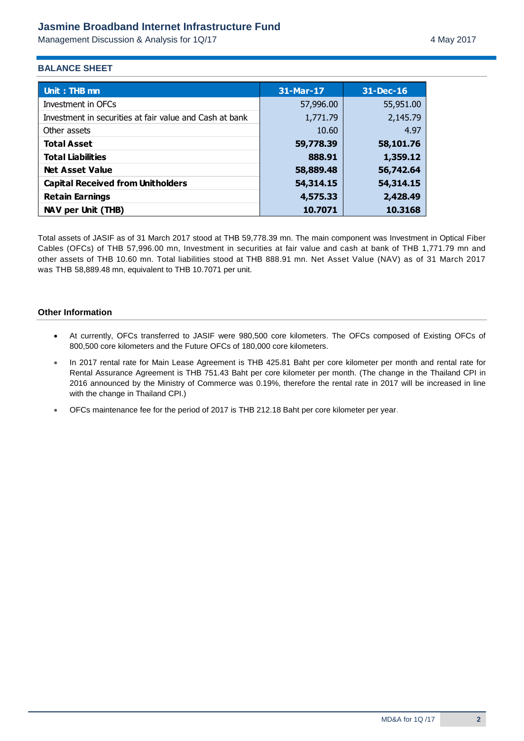## BALANCE SHEET

| Unit : THB mn | 31-Mar-17 | 31-Dec-16 |
|---|---|---|
| Investment in OFCs | 57,996.00 | 55,951.00 |
| Investment in securities at fair value and Cash at bank | 1,771.79 | 2,145.79 |
| Other assets | 10.60 | 4.97 |
| **Total Asset** | **59,778.39** | **58,101.76** |
| **Total Liabilities** | **888.91** | **1,359.12** |
| **Net Asset Value** | **58,889.48** | **56,742.64** |
| **Capital Received from Unitholders** | **54,314.15** | **54,314.15** |
| **Retain Earnings** | **4,575.33** | **2,428.49** |
| **NAV per Unit (THB)** | **10.7071** | **10.3168** |

Total assets of JASIF as of 31 March 2017 stood at THB 59,778.39 mn. The main component was Investment in Optical Fiber Cables (OFCs) of THB 57,996.00 mn, Investment in securities at fair value and cash at bank of THB 1,771.79 mn and other assets of THB 10.60 mn. Total liabilities stood at THB 888.91 mn. Net Asset Value (NAV) as of 31 March 2017 was THB 58,889.48 mn, equivalent to THB 10.7071 per unit.

## Other Information

- At currently, OFCs transferred to JASIF were 980,500 core kilometers. The OFCs composed of Existing OFCs of 800,500 core kilometers and the Future OFCs of 180,000 core kilometers.
- In 2017 rental rate for Main Lease Agreement is THB 425.81 Baht per core kilometer per month and rental rate for Rental Assurance Agreement is THB 751.43 Baht per core kilometer per month. (The change in the Thailand CPI in 2016 announced by the Ministry of Commerce was 0.19%, therefore the rental rate in 2017 will be increased in line with the change in Thailand CPI.)
- OFCs maintenance fee for the period of 2017 is THB 212.18 Baht per core kilometer per year.